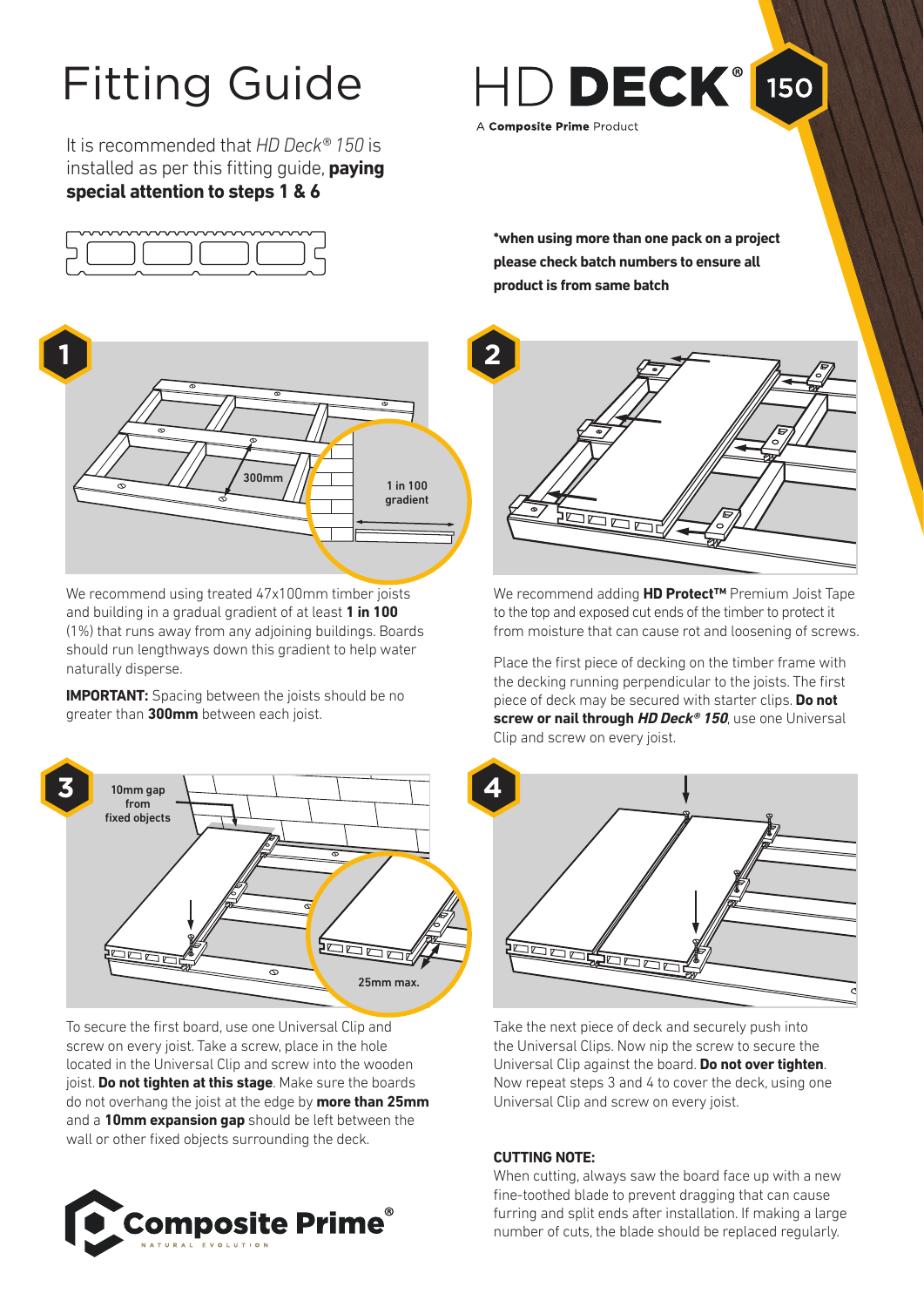# Fitting Guide

HD DECK® 150

A **Composite Prime** Product

It is recommended that *HD Deck® 150* is installed as per this fitting guide, **paying special attention to steps 1 & 6**

***when using more than one pack on a project please check batch numbers to ensure all product is from same batch**

## 1

300mm

1 in 100 gradient

We recommend using treated 47x100mm timber joists and building in a gradual gradient of at least **1 in 100** (1%) that runs away from any adjoining buildings. Boards should run lengthways down this gradient to help water naturally disperse.

**IMPORTANT:** Spacing between the joists should be no greater than **300mm** between each joist.

## 2

We recommend adding **HD Protect™** Premium Joist Tape to the top and exposed cut ends of the timber to protect it from moisture that can cause rot and loosening of screws.

Place the first piece of decking on the timber frame with the decking running perpendicular to the joists. The first piece of deck may be secured with starter clips. **Do not screw or nail through *HD Deck® 150***, use one Universal Clip and screw on every joist.

## 3

10mm gap from fixed objects

25mm max.

To secure the first board, use one Universal Clip and screw on every joist. Take a screw, place in the hole located in the Universal Clip and screw into the wooden joist. **Do not tighten at this stage**. Make sure the boards do not overhang the joist at the edge by **more than 25mm** and a **10mm expansion gap** should be left between the wall or other fixed objects surrounding the deck.

## 4

Take the next piece of deck and securely push into the Universal Clips. Now nip the screw to secure the Universal Clip against the board. **Do not over tighten**. Now repeat steps 3 and 4 to cover the deck, using one Universal Clip and screw on every joist.

**CUTTING NOTE:**

When cutting, always saw the board face up with a new fine-toothed blade to prevent dragging that can cause furring and split ends after installation. If making a large number of cuts, the blade should be replaced regularly.

Composite Prime®

NATURAL EVOLUTION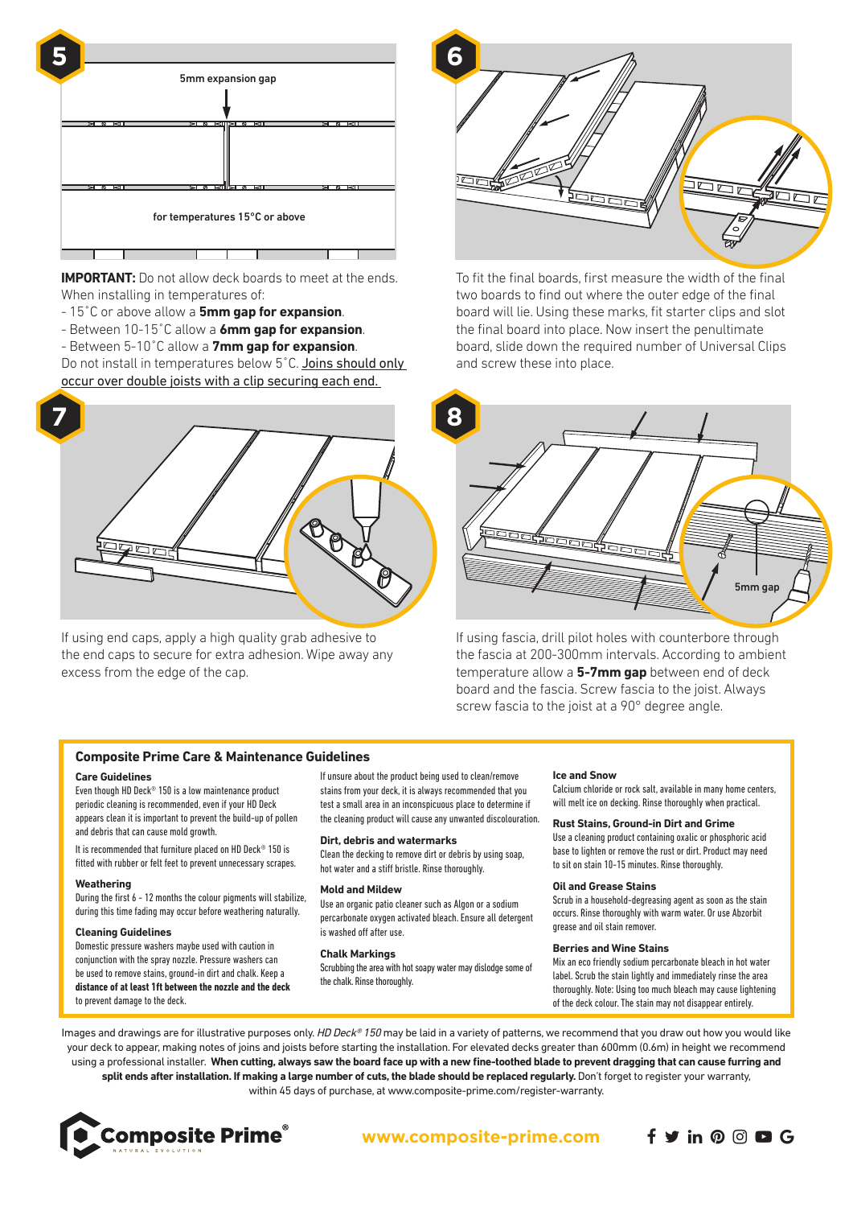## 5

5mm expansion gap

for temperatures 15°C or above

**IMPORTANT:** Do not allow deck boards to meet at the ends. When installing in temperatures of:

- 15˚C or above allow a **5mm gap for expansion**.
- Between 10-15˚C allow a **6mm gap for expansion**.
- Between 5-10˚C allow a **7mm gap for expansion**.

Do not install in temperatures below 5˚C. Joins should only occur over double joists with a clip securing each end.

## 6

To fit the final boards, first measure the width of the final two boards to find out where the outer edge of the final board will lie. Using these marks, fit starter clips and slot the final board into place. Now insert the penultimate board, slide down the required number of Universal Clips and screw these into place.

## 7

If using end caps, apply a high quality grab adhesive to the end caps to secure for extra adhesion. Wipe away any excess from the edge of the cap.

## 8

5mm gap

If using fascia, drill pilot holes with counterbore through the fascia at 200-300mm intervals. According to ambient temperature allow a **5-7mm gap** between end of deck board and the fascia. Screw fascia to the joist. Always screw fascia to the joist at a 90° degree angle.

## Composite Prime Care & Maintenance Guidelines

### Care Guidelines

Even though HD Deck® 150 is a low maintenance product periodic cleaning is recommended, even if your HD Deck appears clean it is important to prevent the build-up of pollen and debris that can cause mold growth.

It is recommended that furniture placed on HD Deck® 150 is fitted with rubber or felt feet to prevent unnecessary scrapes.

### Weathering

During the first 6 - 12 months the colour pigments will stabilize, during this time fading may occur before weathering naturally.

### Cleaning Guidelines

Domestic pressure washers maybe used with caution in conjunction with the spray nozzle. Pressure washers can be used to remove stains, ground-in dirt and chalk. Keep a **distance of at least 1ft between the nozzle and the deck** to prevent damage to the deck.

If unsure about the product being used to clean/remove stains from your deck, it is always recommended that you test a small area in an inconspicuous place to determine if the cleaning product will cause any unwanted discolouration.

### Dirt, debris and watermarks

Clean the decking to remove dirt or debris by using soap, hot water and a stiff bristle. Rinse thoroughly.

### Mold and Mildew

Use an organic patio cleaner such as Algon or a sodium percarbonate oxygen activated bleach. Ensure all detergent is washed off after use.

### Chalk Markings

Scrubbing the area with hot soapy water may dislodge some of the chalk. Rinse thoroughly.

### Ice and Snow

Calcium chloride or rock salt, available in many home centers, will melt ice on decking. Rinse thoroughly when practical.

### Rust Stains, Ground-in Dirt and Grime

Use a cleaning product containing oxalic or phosphoric acid base to lighten or remove the rust or dirt. Product may need to sit on stain 10-15 minutes. Rinse thoroughly.

### Oil and Grease Stains

Scrub in a household-degreasing agent as soon as the stain occurs. Rinse thoroughly with warm water. Or use Abzorbit grease and oil stain remover.

### Berries and Wine Stains

Mix an eco friendly sodium percarbonate bleach in hot water label. Scrub the stain lightly and immediately rinse the area thoroughly. Note: Using too much bleach may cause lightening of the deck colour. The stain may not disappear entirely.

Images and drawings are for illustrative purposes only. *HD Deck® 150* may be laid in a variety of patterns, we recommend that you draw out how you would like your deck to appear, making notes of joins and joists before starting the installation. For elevated decks greater than 600mm (0.6m) in height we recommend using a professional installer. **When cutting, always saw the board face up with a new fine-toothed blade to prevent dragging that can cause furring and split ends after installation. If making a large number of cuts, the blade should be replaced regularly.** Don't forget to register your warranty, within 45 days of purchase, at www.composite-prime.com/register-warranty.

Composite Prime®

www.composite-prime.com